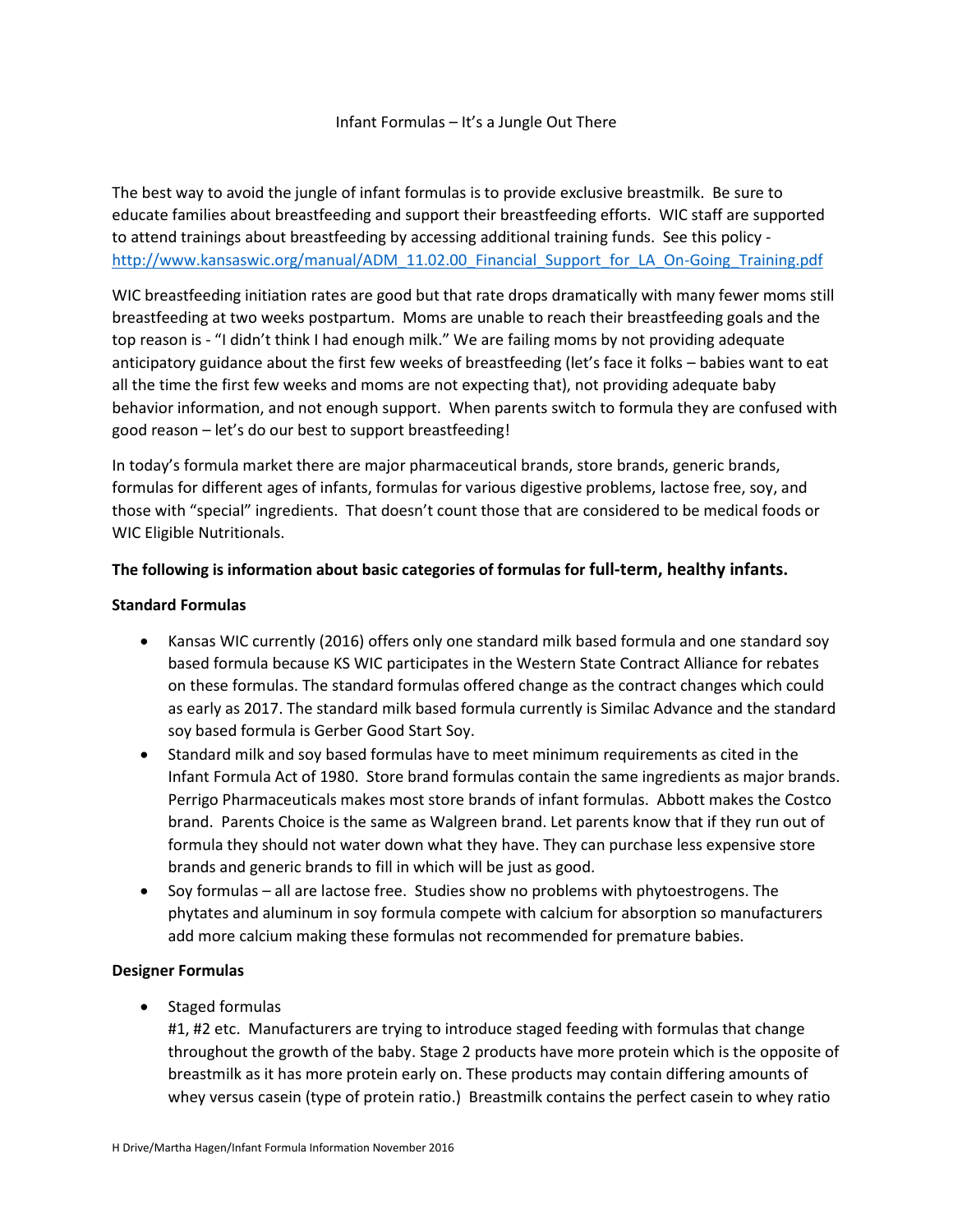# Infant Formulas – It's a Jungle Out There

The best way to avoid the jungle of infant formulas is to provide exclusive breastmilk. Be sure to educate families about breastfeeding and support their breastfeeding efforts. WIC staff are supported to attend trainings about breastfeeding by accessing additional training funds. See this policy - http://www.kansaswic.org/manual/ADM_11.02.00_Financial_Support_for_LA_On-Going_Training.pdf

WIC breastfeeding initiation rates are good but that rate drops dramatically with many fewer moms still breastfeeding at two weeks postpartum. Moms are unable to reach their breastfeeding goals and the top reason is - "I didn't think I had enough milk." We are failing moms by not providing adequate anticipatory guidance about the first few weeks of breastfeeding (let's face it folks – babies want to eat all the time the first few weeks and moms are not expecting that), not providing adequate baby behavior information, and not enough support. When parents switch to formula they are confused with good reason – let's do our best to support breastfeeding!

In today's formula market there are major pharmaceutical brands, store brands, generic brands, formulas for different ages of infants, formulas for various digestive problems, lactose free, soy, and those with "special" ingredients. That doesn't count those that are considered to be medical foods or WIC Eligible Nutritionals.

**The following is information about basic categories of formulas for full-term, healthy infants.**

**Standard Formulas**

- Kansas WIC currently (2016) offers only one standard milk based formula and one standard soy based formula because KS WIC participates in the Western State Contract Alliance for rebates on these formulas. The standard formulas offered change as the contract changes which could as early as 2017. The standard milk based formula currently is Similac Advance and the standard soy based formula is Gerber Good Start Soy.
- Standard milk and soy based formulas have to meet minimum requirements as cited in the Infant Formula Act of 1980. Store brand formulas contain the same ingredients as major brands. Perrigo Pharmaceuticals makes most store brands of infant formulas. Abbott makes the Costco brand. Parents Choice is the same as Walgreen brand. Let parents know that if they run out of formula they should not water down what they have. They can purchase less expensive store brands and generic brands to fill in which will be just as good.
- Soy formulas – all are lactose free. Studies show no problems with phytoestrogens. The phytates and aluminum in soy formula compete with calcium for absorption so manufacturers add more calcium making these formulas not recommended for premature babies.

**Designer Formulas**

- Staged formulas
  #1, #2 etc. Manufacturers are trying to introduce staged feeding with formulas that change throughout the growth of the baby. Stage 2 products have more protein which is the opposite of breastmilk as it has more protein early on. These products may contain differing amounts of whey versus casein (type of protein ratio.) Breastmilk contains the perfect casein to whey ratio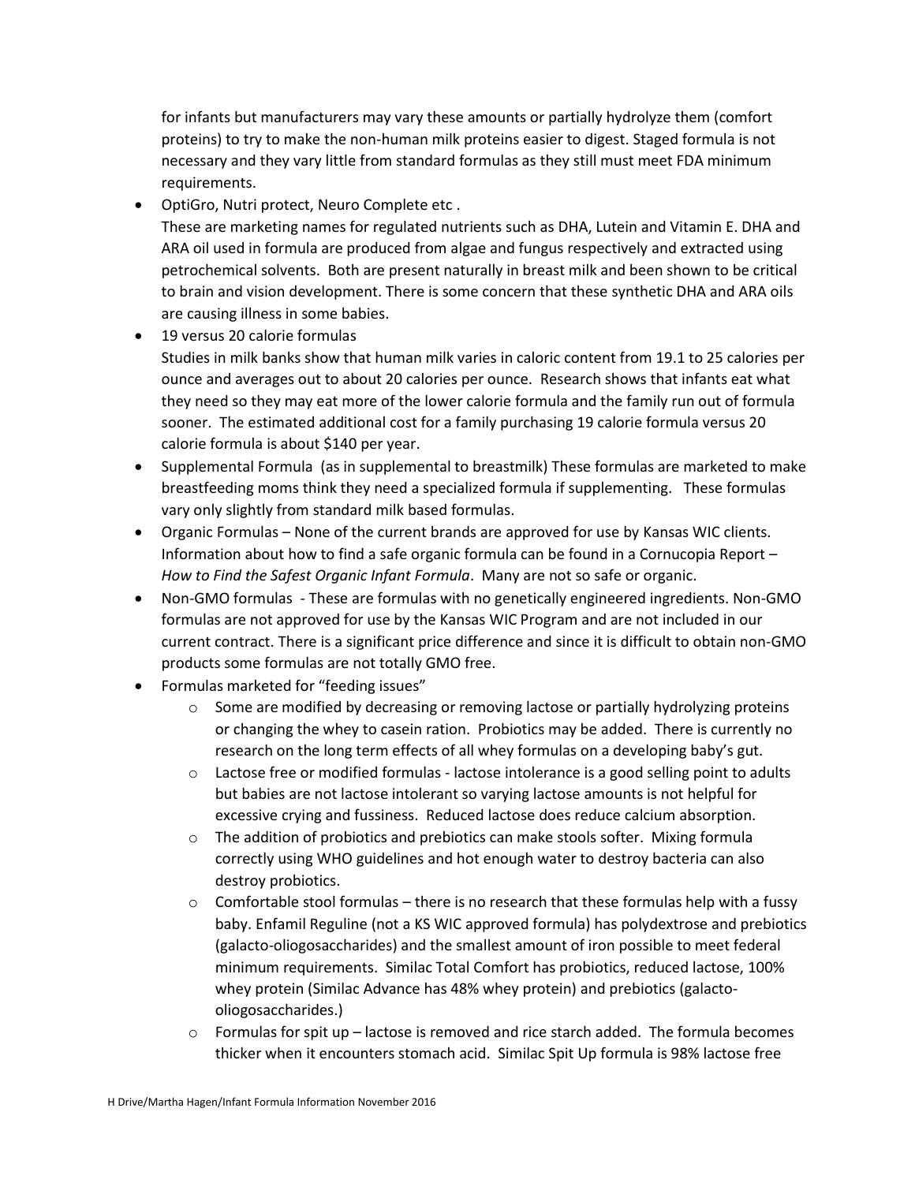for infants but manufacturers may vary these amounts or partially hydrolyze them (comfort proteins) to try to make the non-human milk proteins easier to digest. Staged formula is not necessary and they vary little from standard formulas as they still must meet FDA minimum requirements.

- OptiGro, Nutri protect, Neuro Complete etc .
  These are marketing names for regulated nutrients such as DHA, Lutein and Vitamin E. DHA and ARA oil used in formula are produced from algae and fungus respectively and extracted using petrochemical solvents. Both are present naturally in breast milk and been shown to be critical to brain and vision development. There is some concern that these synthetic DHA and ARA oils are causing illness in some babies.
- 19 versus 20 calorie formulas
  Studies in milk banks show that human milk varies in caloric content from 19.1 to 25 calories per ounce and averages out to about 20 calories per ounce. Research shows that infants eat what they need so they may eat more of the lower calorie formula and the family run out of formula sooner. The estimated additional cost for a family purchasing 19 calorie formula versus 20 calorie formula is about $140 per year.
- Supplemental Formula (as in supplemental to breastmilk) These formulas are marketed to make breastfeeding moms think they need a specialized formula if supplementing. These formulas vary only slightly from standard milk based formulas.
- Organic Formulas – None of the current brands are approved for use by Kansas WIC clients. Information about how to find a safe organic formula can be found in a Cornucopia Report – *How to Find the Safest Organic Infant Formula*. Many are not so safe or organic.
- Non-GMO formulas - These are formulas with no genetically engineered ingredients. Non-GMO formulas are not approved for use by the Kansas WIC Program and are not included in our current contract. There is a significant price difference and since it is difficult to obtain non-GMO products some formulas are not totally GMO free.
- Formulas marketed for "feeding issues"
  - Some are modified by decreasing or removing lactose or partially hydrolyzing proteins or changing the whey to casein ration. Probiotics may be added. There is currently no research on the long term effects of all whey formulas on a developing baby's gut.
  - Lactose free or modified formulas - lactose intolerance is a good selling point to adults but babies are not lactose intolerant so varying lactose amounts is not helpful for excessive crying and fussiness. Reduced lactose does reduce calcium absorption.
  - The addition of probiotics and prebiotics can make stools softer. Mixing formula correctly using WHO guidelines and hot enough water to destroy bacteria can also destroy probiotics.
  - Comfortable stool formulas – there is no research that these formulas help with a fussy baby. Enfamil Reguline (not a KS WIC approved formula) has polydextrose and prebiotics (galacto-oliogosaccharides) and the smallest amount of iron possible to meet federal minimum requirements. Similac Total Comfort has probiotics, reduced lactose, 100% whey protein (Similac Advance has 48% whey protein) and prebiotics (galacto-oliogosaccharides.)
  - Formulas for spit up – lactose is removed and rice starch added. The formula becomes thicker when it encounters stomach acid. Similac Spit Up formula is 98% lactose free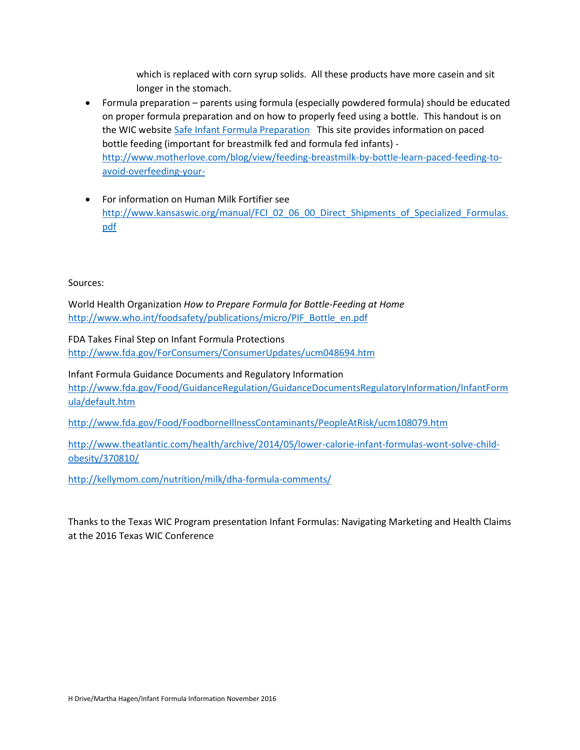which is replaced with corn syrup solids. All these products have more casein and sit longer in the stomach.

- Formula preparation – parents using formula (especially powdered formula) should be educated on proper formula preparation and on how to properly feed using a bottle. This handout is on the WIC website Safe Infant Formula Preparation This site provides information on paced bottle feeding (important for breastmilk fed and formula fed infants) - http://www.motherlove.com/blog/view/feeding-breastmilk-by-bottle-learn-paced-feeding-to-avoid-overfeeding-your-

- For information on Human Milk Fortifier see http://www.kansaswic.org/manual/FCI_02_06_00_Direct_Shipments_of_Specialized_Formulas.pdf

Sources:

World Health Organization *How to Prepare Formula for Bottle-Feeding at Home*
http://www.who.int/foodsafety/publications/micro/PIF_Bottle_en.pdf

FDA Takes Final Step on Infant Formula Protections
http://www.fda.gov/ForConsumers/ConsumerUpdates/ucm048694.htm

Infant Formula Guidance Documents and Regulatory Information
http://www.fda.gov/Food/GuidanceRegulation/GuidanceDocumentsRegulatoryInformation/InfantFormula/default.htm

http://www.fda.gov/Food/FoodborneIllnessContaminants/PeopleAtRisk/ucm108079.htm

http://www.theatlantic.com/health/archive/2014/05/lower-calorie-infant-formulas-wont-solve-child-obesity/370810/

http://kellymom.com/nutrition/milk/dha-formula-comments/

Thanks to the Texas WIC Program presentation Infant Formulas: Navigating Marketing and Health Claims at the 2016 Texas WIC Conference

H Drive/Martha Hagen/Infant Formula Information November 2016